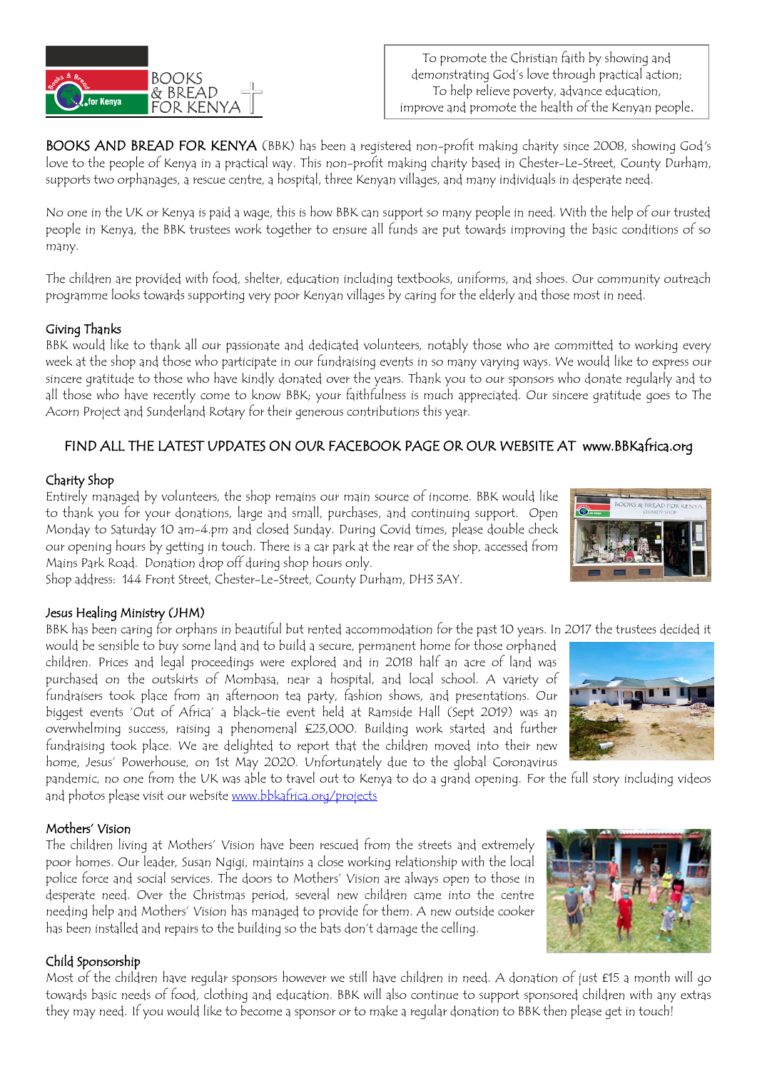BOOKS & BREAD FOR KENYA

To promote the Christian faith by showing and demonstrating God's love through practical action;
To help relieve poverty, advance education, improve and promote the health of the Kenyan people.

**BOOKS AND BREAD FOR KENYA** (BBK) has been a registered non-profit making charity since 2008, showing God's love to the people of Kenya in a practical way. This non-profit making charity based in Chester-Le-Street, County Durham, supports two orphanages, a rescue centre, a hospital, three Kenyan villages, and many individuals in desperate need.

No one in the UK or Kenya is paid a wage, this is how BBK can support so many people in need. With the help of our trusted people in Kenya, the BBK trustees work together to ensure all funds are put towards improving the basic conditions of so many.

The children are provided with food, shelter, education including textbooks, uniforms, and shoes. Our community outreach programme looks towards supporting very poor Kenyan villages by caring for the elderly and those most in need.

## Giving Thanks

BBK would like to thank all our passionate and dedicated volunteers, notably those who are committed to working every week at the shop and those who participate in our fundraising events in so many varying ways. We would like to express our sincere gratitude to those who have kindly donated over the years. Thank you to our sponsors who donate regularly and to all those who have recently come to know BBK; your faithfulness is much appreciated. Our sincere gratitude goes to The Acorn Project and Sunderland Rotary for their generous contributions this year.

**FIND ALL THE LATEST UPDATES ON OUR FACEBOOK PAGE OR OUR WEBSITE AT www.BBKafrica.org**

## Charity Shop

Entirely managed by volunteers, the shop remains our main source of income. BBK would like to thank you for your donations, large and small, purchases, and continuing support. Open Monday to Saturday 10 am-4.pm and closed Sunday. During Covid times, please double check our opening hours by getting in touch. There is a car park at the rear of the shop, accessed from Mains Park Road. Donation drop off during shop hours only.
Shop address: 144 Front Street, Chester-Le-Street, County Durham, DH3 3AY.

## Jesus Healing Ministry (JHM)

BBK has been caring for orphans in beautiful but rented accommodation for the past 10 years. In 2017 the trustees decided it would be sensible to buy some land and to build a secure, permanent home for those orphaned children. Prices and legal proceedings were explored and in 2018 half an acre of land was purchased on the outskirts of Mombasa, near a hospital, and local school. A variety of fundraisers took place from an afternoon tea party, fashion shows, and presentations. Our biggest events 'Out of Africa' a black-tie event held at Ramside Hall (Sept 2019) was an overwhelming success, raising a phenomenal £23,000. Building work started and further fundraising took place. We are delighted to report that the children moved into their new home, Jesus' Powerhouse, on 1st May 2020. Unfortunately due to the global Coronavirus pandemic, no one from the UK was able to travel out to Kenya to do a grand opening. For the full story including videos and photos please visit our website [www.bbkafrica.org/projects](www.bbkafrica.org/projects)

## Mothers' Vision

The children living at Mothers' Vision have been rescued from the streets and extremely poor homes. Our leader, Susan Ngigi, maintains a close working relationship with the local police force and social services. The doors to Mothers' Vision are always open to those in desperate need. Over the Christmas period, several new children came into the centre needing help and Mothers' Vision has managed to provide for them. A new outside cooker has been installed and repairs to the building so the bats don't damage the celling.

## Child Sponsorship

Most of the children have regular sponsors however we still have children in need. A donation of just £15 a month will go towards basic needs of food, clothing and education. BBK will also continue to support sponsored children with any extras they may need. If you would like to become a sponsor or to make a regular donation to BBK then please get in touch!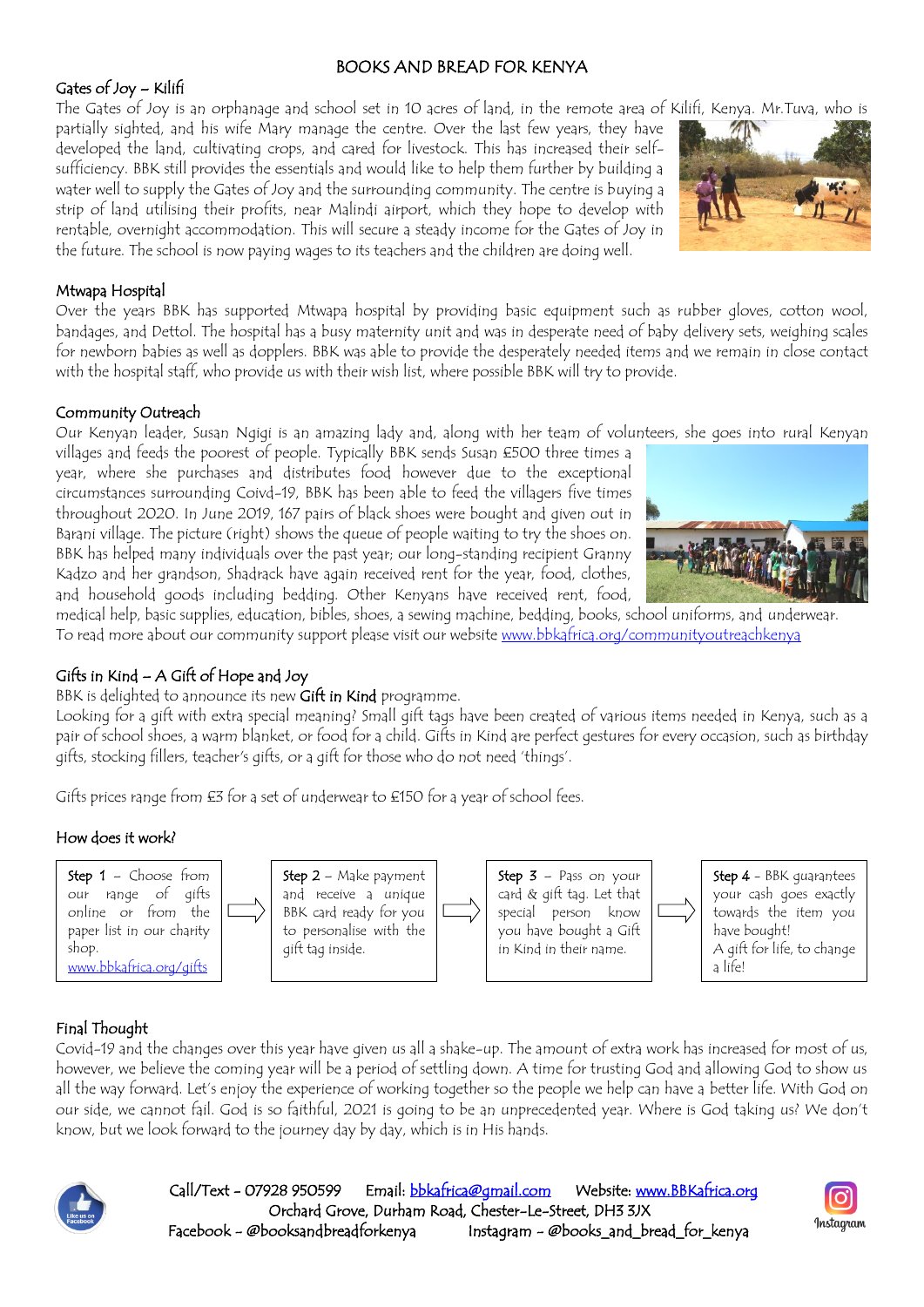# BOOKS AND BREAD FOR KENYA

## Gates of Joy – Kilifi

The Gates of Joy is an orphanage and school set in 10 acres of land, in the remote area of Kilifi, Kenya. Mr.Tuva, who is partially sighted, and his wife Mary manage the centre. Over the last few years, they have developed the land, cultivating crops, and cared for livestock. This has increased their self-sufficiency. BBK still provides the essentials and would like to help them further by building a water well to supply the Gates of Joy and the surrounding community. The centre is buying a strip of land utilising their profits, near Malindi airport, which they hope to develop with rentable, overnight accommodation. This will secure a steady income for the Gates of Joy in the future. The school is now paying wages to its teachers and the children are doing well.

## Mtwapa Hospital

Over the years BBK has supported Mtwapa hospital by providing basic equipment such as rubber gloves, cotton wool, bandages, and Dettol. The hospital has a busy maternity unit and was in desperate need of baby delivery sets, weighing scales for newborn babies as well as dopplers. BBK was able to provide the desperately needed items and we remain in close contact with the hospital staff, who provide us with their wish list, where possible BBK will try to provide.

## Community Outreach

Our Kenyan leader, Susan Ngigi is an amazing lady and, along with her team of volunteers, she goes into rural Kenyan villages and feeds the poorest of people. Typically BBK sends Susan £500 three times a year, where she purchases and distributes food however due to the exceptional circumstances surrounding Coivd-19, BBK has been able to feed the villagers five times throughout 2020. In June 2019, 167 pairs of black shoes were bought and given out in Barani village. The picture (right) shows the queue of people waiting to try the shoes on. BBK has helped many individuals over the past year; our long-standing recipient Granny Kadzo and her grandson, Shadrack have again received rent for the year, food, clothes, and household goods including bedding. Other Kenyans have received rent, food, medical help, basic supplies, education, bibles, shoes, a sewing machine, bedding, books, school uniforms, and underwear. To read more about our community support please visit our website www.bbkafrica.org/communityoutreachkenya

## Gifts in Kind – A Gift of Hope and Joy

BBK is delighted to announce its new **Gift in Kind** programme.

Looking for a gift with extra special meaning? Small gift tags have been created of various items needed in Kenya, such as a pair of school shoes, a warm blanket, or food for a child. Gifts in Kind are perfect gestures for every occasion, such as birthday gifts, stocking fillers, teacher's gifts, or a gift for those who do not need 'things'.

Gifts prices range from £3 for a set of underwear to £150 for a year of school fees.

### How does it work?

**Step 1** – Choose from our range of gifts online or from the paper list in our charity shop. www.bbkafrica.org/gifts

→

**Step 2** – Make payment and receive a unique BBK card ready for you to personalise with the gift tag inside.

→

**Step 3** – Pass on your card & gift tag. Let that special person know you have bought a Gift in Kind in their name.

→

**Step 4** – BBK guarantees your cash goes exactly towards the item you have bought! A gift for life, to change a life!

## Final Thought

Covid-19 and the changes over this year have given us all a shake-up. The amount of extra work has increased for most of us, however, we believe the coming year will be a period of settling down. A time for trusting God and allowing God to show us all the way forward. Let's enjoy the experience of working together so the people we help can have a better life. With God on our side, we cannot fail. God is so faithful, 2021 is going to be an unprecedented year. Where is God taking us? We don't know, but we look forward to the journey day by day, which is in His hands.

Call/Text – 07928 950599 Email: bbkafrica@gmail.com Website: www.BBKafrica.org
Orchard Grove, Durham Road, Chester-Le-Street, DH3 3JX
Facebook – @booksandbreadforkenya Instagram – @books_and_bread_for_kenya